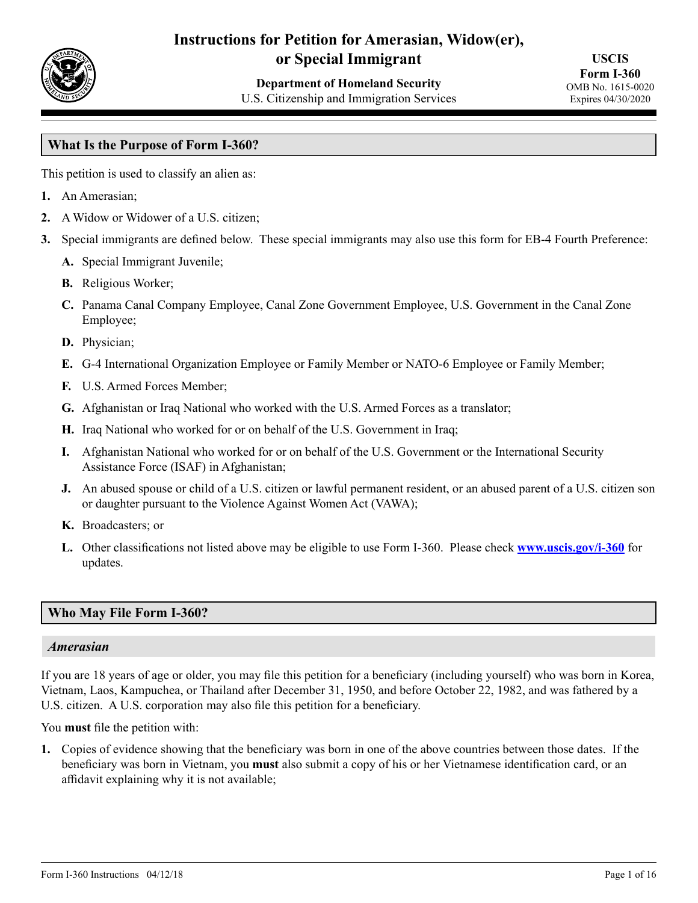# Instructions for Petition for Amerasian, Widow(er), or Special Immigrant

**Department of Homeland Security**
U.S. Citizenship and Immigration Services

**USCIS**
**Form I-360**
OMB No. 1615-0020
Expires 04/30/2020

## What Is the Purpose of Form I-360?

This petition is used to classify an alien as:

1. An Amerasian;
2. A Widow or Widower of a U.S. citizen;
3. Special immigrants are defined below. These special immigrants may also use this form for EB-4 Fourth Preference:
   - **A.** Special Immigrant Juvenile;
   - **B.** Religious Worker;
   - **C.** Panama Canal Company Employee, Canal Zone Government Employee, U.S. Government in the Canal Zone Employee;
   - **D.** Physician;
   - **E.** G-4 International Organization Employee or Family Member or NATO-6 Employee or Family Member;
   - **F.** U.S. Armed Forces Member;
   - **G.** Afghanistan or Iraq National who worked with the U.S. Armed Forces as a translator;
   - **H.** Iraq National who worked for or on behalf of the U.S. Government in Iraq;
   - **I.** Afghanistan National who worked for or on behalf of the U.S. Government or the International Security Assistance Force (ISAF) in Afghanistan;
   - **J.** An abused spouse or child of a U.S. citizen or lawful permanent resident, or an abused parent of a U.S. citizen son or daughter pursuant to the Violence Against Women Act (VAWA);
   - **K.** Broadcasters; or
   - **L.** Other classifications not listed above may be eligible to use Form I-360. Please check **www.uscis.gov/i-360** for updates.

## Who May File Form I-360?

### *Amerasian*

If you are 18 years of age or older, you may file this petition for a beneficiary (including yourself) who was born in Korea, Vietnam, Laos, Kampuchea, or Thailand after December 31, 1950, and before October 22, 1982, and was fathered by a U.S. citizen. A U.S. corporation may also file this petition for a beneficiary.

You **must** file the petition with:

1. Copies of evidence showing that the beneficiary was born in one of the above countries between those dates. If the beneficiary was born in Vietnam, you **must** also submit a copy of his or her Vietnamese identification card, or an affidavit explaining why it is not available;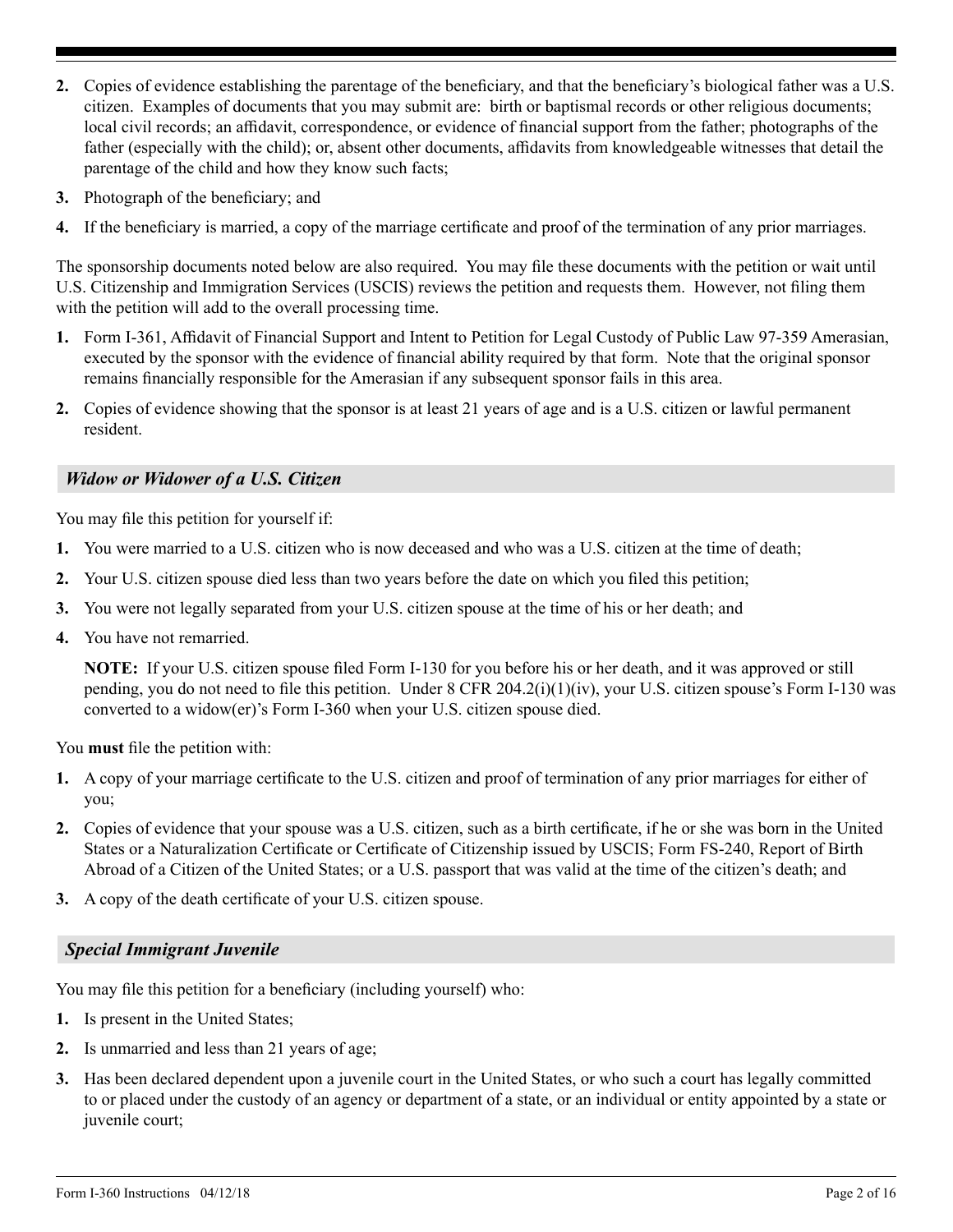2. Copies of evidence establishing the parentage of the beneficiary, and that the beneficiary's biological father was a U.S. citizen. Examples of documents that you may submit are: birth or baptismal records or other religious documents; local civil records; an affidavit, correspondence, or evidence of financial support from the father; photographs of the father (especially with the child); or, absent other documents, affidavits from knowledgeable witnesses that detail the parentage of the child and how they know such facts;
3. Photograph of the beneficiary; and
4. If the beneficiary is married, a copy of the marriage certificate and proof of the termination of any prior marriages.

The sponsorship documents noted below are also required. You may file these documents with the petition or wait until U.S. Citizenship and Immigration Services (USCIS) reviews the petition and requests them. However, not filing them with the petition will add to the overall processing time.

1. Form I-361, Affidavit of Financial Support and Intent to Petition for Legal Custody of Public Law 97-359 Amerasian, executed by the sponsor with the evidence of financial ability required by that form. Note that the original sponsor remains financially responsible for the Amerasian if any subsequent sponsor fails in this area.
2. Copies of evidence showing that the sponsor is at least 21 years of age and is a U.S. citizen or lawful permanent resident.

### *Widow or Widower of a U.S. Citizen*

You may file this petition for yourself if:

1. You were married to a U.S. citizen who is now deceased and who was a U.S. citizen at the time of death;
2. Your U.S. citizen spouse died less than two years before the date on which you filed this petition;
3. You were not legally separated from your U.S. citizen spouse at the time of his or her death; and
4. You have not remarried.

   **NOTE:** If your U.S. citizen spouse filed Form I-130 for you before his or her death, and it was approved or still pending, you do not need to file this petition. Under 8 CFR 204.2(i)(1)(iv), your U.S. citizen spouse's Form I-130 was converted to a widow(er)'s Form I-360 when your U.S. citizen spouse died.

You **must** file the petition with:

1. A copy of your marriage certificate to the U.S. citizen and proof of termination of any prior marriages for either of you;
2. Copies of evidence that your spouse was a U.S. citizen, such as a birth certificate, if he or she was born in the United States or a Naturalization Certificate or Certificate of Citizenship issued by USCIS; Form FS-240, Report of Birth Abroad of a Citizen of the United States; or a U.S. passport that was valid at the time of the citizen's death; and
3. A copy of the death certificate of your U.S. citizen spouse.

### *Special Immigrant Juvenile*

You may file this petition for a beneficiary (including yourself) who:

1. Is present in the United States;
2. Is unmarried and less than 21 years of age;
3. Has been declared dependent upon a juvenile court in the United States, or who such a court has legally committed to or placed under the custody of an agency or department of a state, or an individual or entity appointed by a state or juvenile court;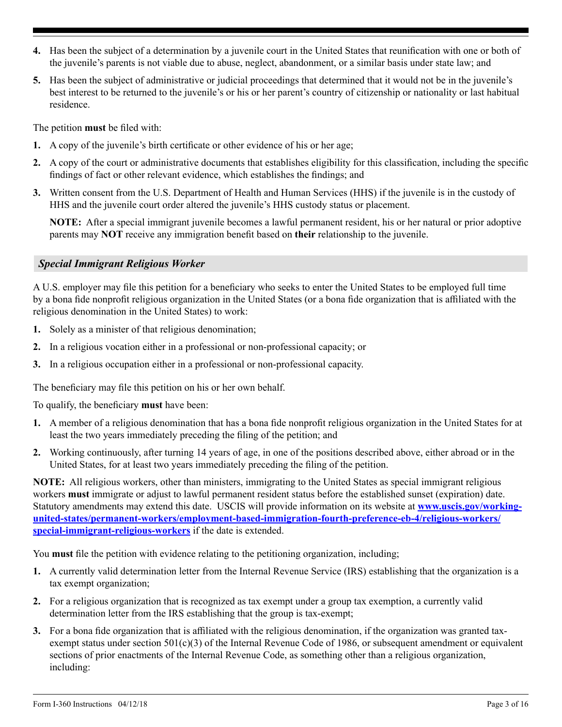4. Has been the subject of a determination by a juvenile court in the United States that reunification with one or both of the juvenile's parents is not viable due to abuse, neglect, abandonment, or a similar basis under state law; and
5. Has been the subject of administrative or judicial proceedings that determined that it would not be in the juvenile's best interest to be returned to the juvenile's or his or her parent's country of citizenship or nationality or last habitual residence.

The petition **must** be filed with:

1. A copy of the juvenile's birth certificate or other evidence of his or her age;
2. A copy of the court or administrative documents that establishes eligibility for this classification, including the specific findings of fact or other relevant evidence, which establishes the findings; and
3. Written consent from the U.S. Department of Health and Human Services (HHS) if the juvenile is in the custody of HHS and the juvenile court order altered the juvenile's HHS custody status or placement.

   **NOTE:** After a special immigrant juvenile becomes a lawful permanent resident, his or her natural or prior adoptive parents may **NOT** receive any immigration benefit based on **their** relationship to the juvenile.

### *Special Immigrant Religious Worker*

A U.S. employer may file this petition for a beneficiary who seeks to enter the United States to be employed full time by a bona fide nonprofit religious organization in the United States (or a bona fide organization that is affiliated with the religious denomination in the United States) to work:

1. Solely as a minister of that religious denomination;
2. In a religious vocation either in a professional or non-professional capacity; or
3. In a religious occupation either in a professional or non-professional capacity.

The beneficiary may file this petition on his or her own behalf.

To qualify, the beneficiary **must** have been:

1. A member of a religious denomination that has a bona fide nonprofit religious organization in the United States for at least the two years immediately preceding the filing of the petition; and
2. Working continuously, after turning 14 years of age, in one of the positions described above, either abroad or in the United States, for at least two years immediately preceding the filing of the petition.

**NOTE:** All religious workers, other than ministers, immigrating to the United States as special immigrant religious workers **must** immigrate or adjust to lawful permanent resident status before the established sunset (expiration) date. Statutory amendments may extend this date. USCIS will provide information on its website at **[www.uscis.gov/working-united-states/permanent-workers/employment-based-immigration-fourth-preference-eb-4/religious-workers/special-immigrant-religious-workers](www.uscis.gov/working-united-states/permanent-workers/employment-based-immigration-fourth-preference-eb-4/religious-workers/special-immigrant-religious-workers)** if the date is extended.

You **must** file the petition with evidence relating to the petitioning organization, including;

1. A currently valid determination letter from the Internal Revenue Service (IRS) establishing that the organization is a tax exempt organization;
2. For a religious organization that is recognized as tax exempt under a group tax exemption, a currently valid determination letter from the IRS establishing that the group is tax-exempt;
3. For a bona fide organization that is affiliated with the religious denomination, if the organization was granted tax-exempt status under section 501(c)(3) of the Internal Revenue Code of 1986, or subsequent amendment or equivalent sections of prior enactments of the Internal Revenue Code, as something other than a religious organization, including: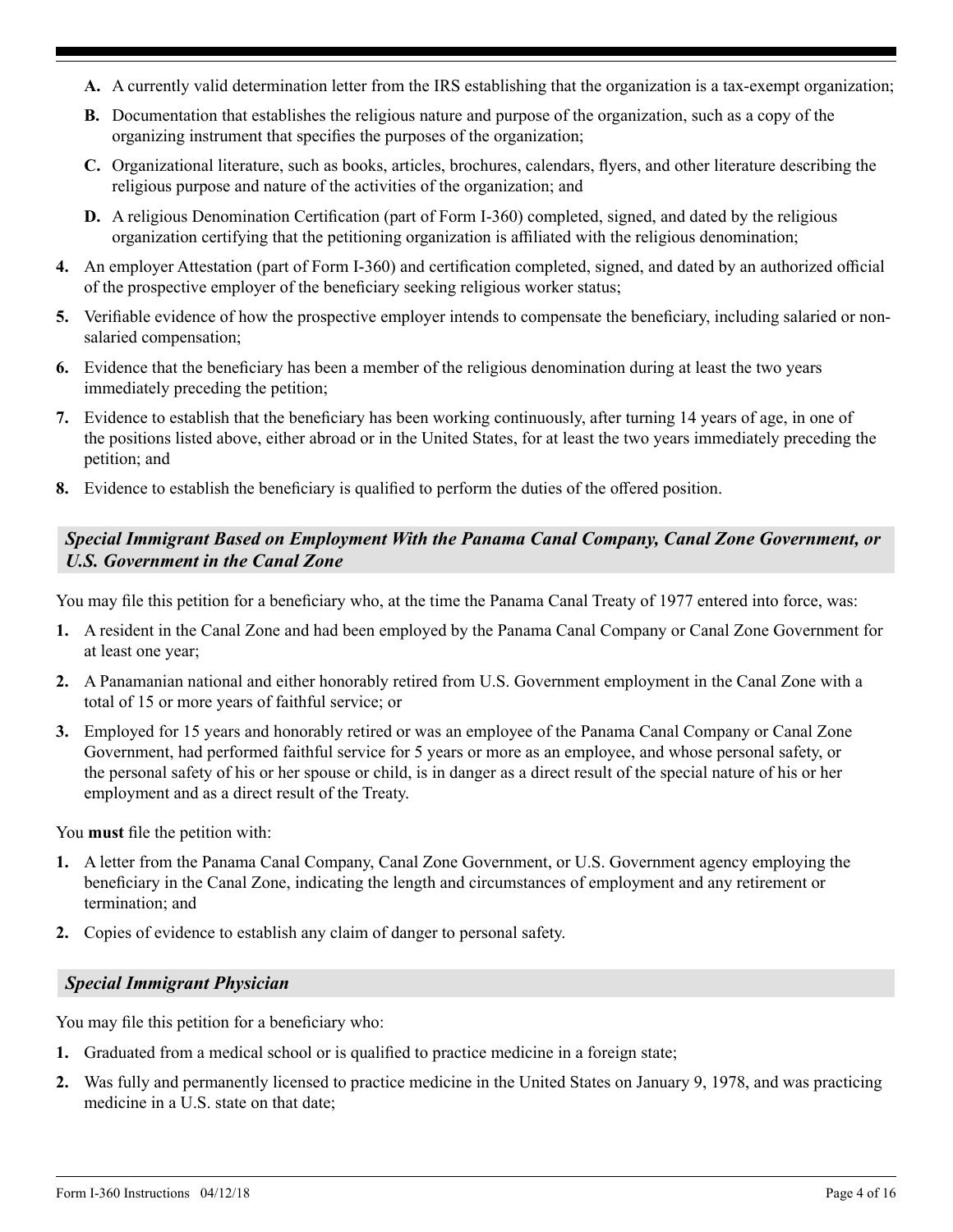A. A currently valid determination letter from the IRS establishing that the organization is a tax-exempt organization;

B. Documentation that establishes the religious nature and purpose of the organization, such as a copy of the organizing instrument that specifies the purposes of the organization;

C. Organizational literature, such as books, articles, brochures, calendars, flyers, and other literature describing the religious purpose and nature of the activities of the organization; and

D. A religious Denomination Certification (part of Form I-360) completed, signed, and dated by the religious organization certifying that the petitioning organization is affiliated with the religious denomination;

4. An employer Attestation (part of Form I-360) and certification completed, signed, and dated by an authorized official of the prospective employer of the beneficiary seeking religious worker status;

5. Verifiable evidence of how the prospective employer intends to compensate the beneficiary, including salaried or non-salaried compensation;

6. Evidence that the beneficiary has been a member of the religious denomination during at least the two years immediately preceding the petition;

7. Evidence to establish that the beneficiary has been working continuously, after turning 14 years of age, in one of the positions listed above, either abroad or in the United States, for at least the two years immediately preceding the petition; and

8. Evidence to establish the beneficiary is qualified to perform the duties of the offered position.

### *Special Immigrant Based on Employment With the Panama Canal Company, Canal Zone Government, or U.S. Government in the Canal Zone*

You may file this petition for a beneficiary who, at the time the Panama Canal Treaty of 1977 entered into force, was:

1. A resident in the Canal Zone and had been employed by the Panama Canal Company or Canal Zone Government for at least one year;
2. A Panamanian national and either honorably retired from U.S. Government employment in the Canal Zone with a total of 15 or more years of faithful service; or
3. Employed for 15 years and honorably retired or was an employee of the Panama Canal Company or Canal Zone Government, had performed faithful service for 5 years or more as an employee, and whose personal safety, or the personal safety of his or her spouse or child, is in danger as a direct result of the special nature of his or her employment and as a direct result of the Treaty.

You **must** file the petition with:

1. A letter from the Panama Canal Company, Canal Zone Government, or U.S. Government agency employing the beneficiary in the Canal Zone, indicating the length and circumstances of employment and any retirement or termination; and
2. Copies of evidence to establish any claim of danger to personal safety.

### *Special Immigrant Physician*

You may file this petition for a beneficiary who:

1. Graduated from a medical school or is qualified to practice medicine in a foreign state;
2. Was fully and permanently licensed to practice medicine in the United States on January 9, 1978, and was practicing medicine in a U.S. state on that date;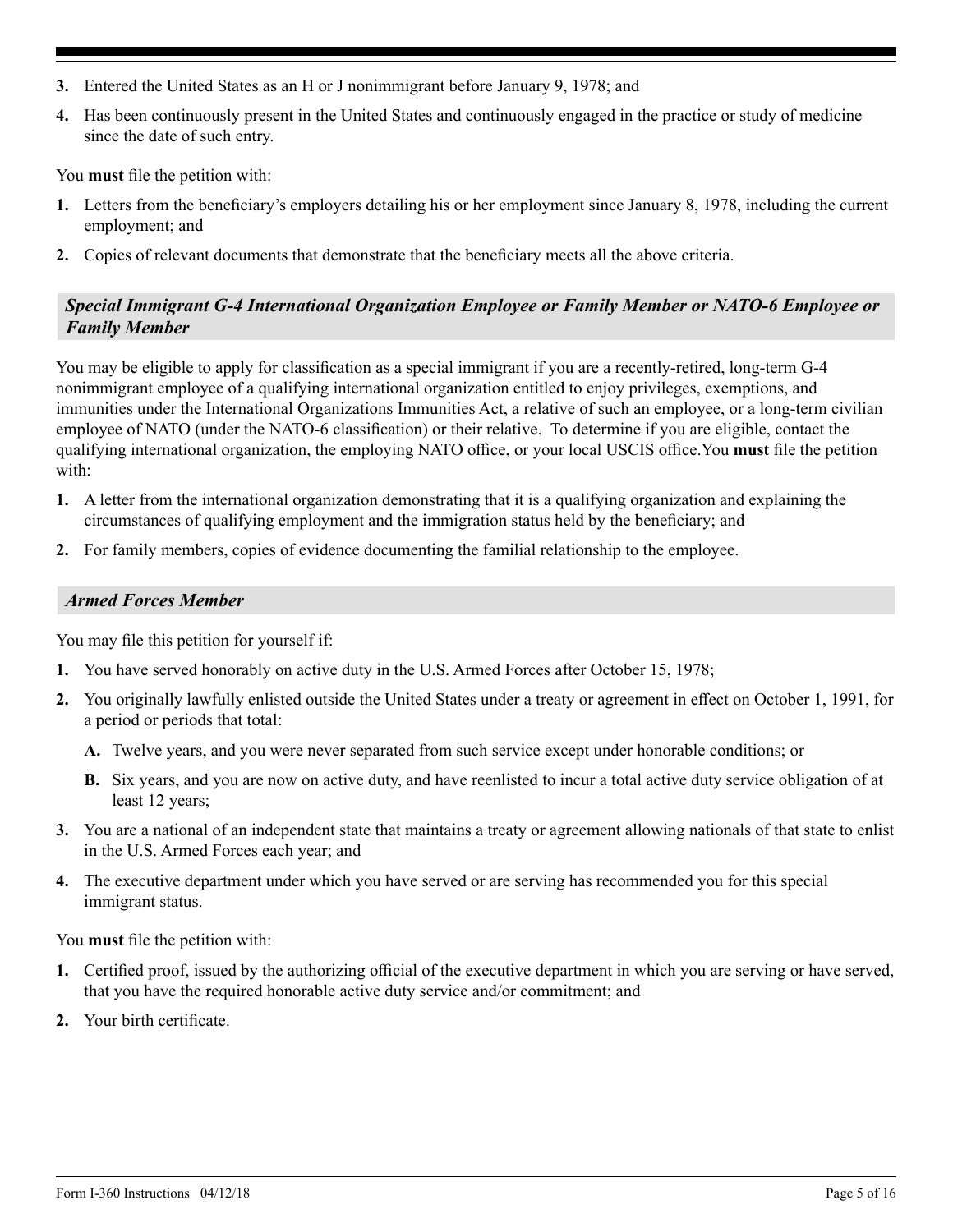3. Entered the United States as an H or J nonimmigrant before January 9, 1978; and
4. Has been continuously present in the United States and continuously engaged in the practice or study of medicine since the date of such entry.

You **must** file the petition with:

1. Letters from the beneficiary's employers detailing his or her employment since January 8, 1978, including the current employment; and
2. Copies of relevant documents that demonstrate that the beneficiary meets all the above criteria.

### *Special Immigrant G-4 International Organization Employee or Family Member or NATO-6 Employee or Family Member*

You may be eligible to apply for classification as a special immigrant if you are a recently-retired, long-term G-4 nonimmigrant employee of a qualifying international organization entitled to enjoy privileges, exemptions, and immunities under the International Organizations Immunities Act, a relative of such an employee, or a long-term civilian employee of NATO (under the NATO-6 classification) or their relative. To determine if you are eligible, contact the qualifying international organization, the employing NATO office, or your local USCIS office.You **must** file the petition with:

1. A letter from the international organization demonstrating that it is a qualifying organization and explaining the circumstances of qualifying employment and the immigration status held by the beneficiary; and
2. For family members, copies of evidence documenting the familial relationship to the employee.

### *Armed Forces Member*

You may file this petition for yourself if:

1. You have served honorably on active duty in the U.S. Armed Forces after October 15, 1978;
2. You originally lawfully enlisted outside the United States under a treaty or agreement in effect on October 1, 1991, for a period or periods that total:
   - **A.** Twelve years, and you were never separated from such service except under honorable conditions; or
   - **B.** Six years, and you are now on active duty, and have reenlisted to incur a total active duty service obligation of at least 12 years;
3. You are a national of an independent state that maintains a treaty or agreement allowing nationals of that state to enlist in the U.S. Armed Forces each year; and
4. The executive department under which you have served or are serving has recommended you for this special immigrant status.

You **must** file the petition with:

1. Certified proof, issued by the authorizing official of the executive department in which you are serving or have served, that you have the required honorable active duty service and/or commitment; and
2. Your birth certificate.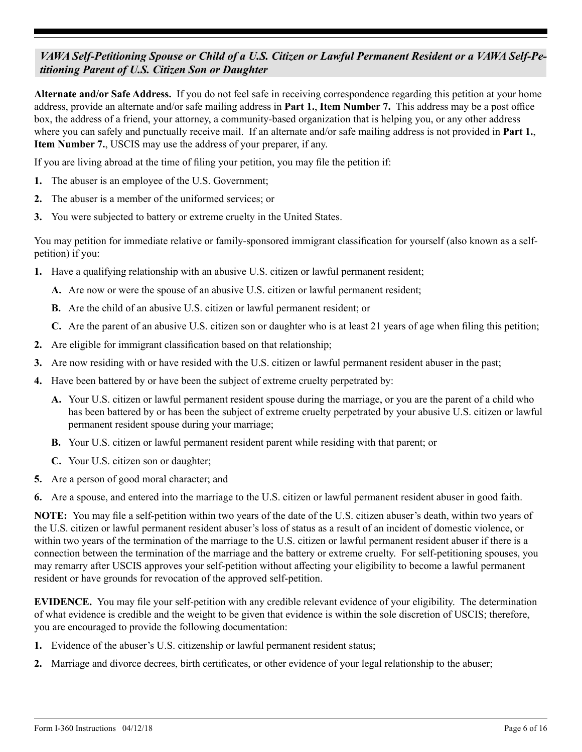### *VAWA Self-Petitioning Spouse or Child of a U.S. Citizen or Lawful Permanent Resident or a VAWA Self-Petitioning Parent of U.S. Citizen Son or Daughter*

**Alternate and/or Safe Address.** If you do not feel safe in receiving correspondence regarding this petition at your home address, provide an alternate and/or safe mailing address in **Part 1.**, **Item Number 7.** This address may be a post office box, the address of a friend, your attorney, a community-based organization that is helping you, or any other address where you can safely and punctually receive mail. If an alternate and/or safe mailing address is not provided in **Part 1.**, **Item Number 7.**, USCIS may use the address of your preparer, if any.

If you are living abroad at the time of filing your petition, you may file the petition if:

1. The abuser is an employee of the U.S. Government;
2. The abuser is a member of the uniformed services; or
3. You were subjected to battery or extreme cruelty in the United States.

You may petition for immediate relative or family-sponsored immigrant classification for yourself (also known as a self-petition) if you:

1. Have a qualifying relationship with an abusive U.S. citizen or lawful permanent resident;
   - **A.** Are now or were the spouse of an abusive U.S. citizen or lawful permanent resident;
   - **B.** Are the child of an abusive U.S. citizen or lawful permanent resident; or
   - **C.** Are the parent of an abusive U.S. citizen son or daughter who is at least 21 years of age when filing this petition;
2. Are eligible for immigrant classification based on that relationship;
3. Are now residing with or have resided with the U.S. citizen or lawful permanent resident abuser in the past;
4. Have been battered by or have been the subject of extreme cruelty perpetrated by:
   - **A.** Your U.S. citizen or lawful permanent resident spouse during the marriage, or you are the parent of a child who has been battered by or has been the subject of extreme cruelty perpetrated by your abusive U.S. citizen or lawful permanent resident spouse during your marriage;
   - **B.** Your U.S. citizen or lawful permanent resident parent while residing with that parent; or
   - **C.** Your U.S. citizen son or daughter;
5. Are a person of good moral character; and
6. Are a spouse, and entered into the marriage to the U.S. citizen or lawful permanent resident abuser in good faith.

**NOTE:** You may file a self-petition within two years of the date of the U.S. citizen abuser's death, within two years of the U.S. citizen or lawful permanent resident abuser's loss of status as a result of an incident of domestic violence, or within two years of the termination of the marriage to the U.S. citizen or lawful permanent resident abuser if there is a connection between the termination of the marriage and the battery or extreme cruelty. For self-petitioning spouses, you may remarry after USCIS approves your self-petition without affecting your eligibility to become a lawful permanent resident or have grounds for revocation of the approved self-petition.

**EVIDENCE.** You may file your self-petition with any credible relevant evidence of your eligibility. The determination of what evidence is credible and the weight to be given that evidence is within the sole discretion of USCIS; therefore, you are encouraged to provide the following documentation:

1. Evidence of the abuser's U.S. citizenship or lawful permanent resident status;
2. Marriage and divorce decrees, birth certificates, or other evidence of your legal relationship to the abuser;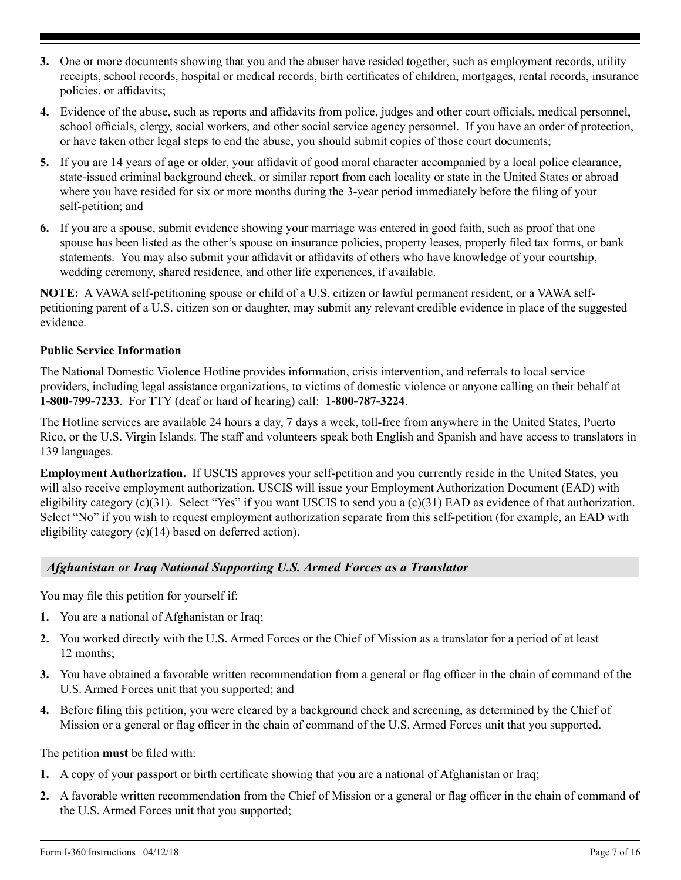3. One or more documents showing that you and the abuser have resided together, such as employment records, utility receipts, school records, hospital or medical records, birth certificates of children, mortgages, rental records, insurance policies, or affidavits;
4. Evidence of the abuse, such as reports and affidavits from police, judges and other court officials, medical personnel, school officials, clergy, social workers, and other social service agency personnel. If you have an order of protection, or have taken other legal steps to end the abuse, you should submit copies of those court documents;
5. If you are 14 years of age or older, your affidavit of good moral character accompanied by a local police clearance, state-issued criminal background check, or similar report from each locality or state in the United States or abroad where you have resided for six or more months during the 3-year period immediately before the filing of your self-petition; and
6. If you are a spouse, submit evidence showing your marriage was entered in good faith, such as proof that one spouse has been listed as the other's spouse on insurance policies, property leases, properly filed tax forms, or bank statements. You may also submit your affidavit or affidavits of others who have knowledge of your courtship, wedding ceremony, shared residence, and other life experiences, if available.

**NOTE:** A VAWA self-petitioning spouse or child of a U.S. citizen or lawful permanent resident, or a VAWA self-petitioning parent of a U.S. citizen son or daughter, may submit any relevant credible evidence in place of the suggested evidence.

**Public Service Information**

The National Domestic Violence Hotline provides information, crisis intervention, and referrals to local service providers, including legal assistance organizations, to victims of domestic violence or anyone calling on their behalf at **1-800-799-7233**. For TTY (deaf or hard of hearing) call: **1-800-787-3224**.

The Hotline services are available 24 hours a day, 7 days a week, toll-free from anywhere in the United States, Puerto Rico, or the U.S. Virgin Islands. The staff and volunteers speak both English and Spanish and have access to translators in 139 languages.

**Employment Authorization.** If USCIS approves your self-petition and you currently reside in the United States, you will also receive employment authorization. USCIS will issue your Employment Authorization Document (EAD) with eligibility category (c)(31). Select "Yes" if you want USCIS to send you a (c)(31) EAD as evidence of that authorization. Select "No" if you wish to request employment authorization separate from this self-petition (for example, an EAD with eligibility category (c)(14) based on deferred action).

### *Afghanistan or Iraq National Supporting U.S. Armed Forces as a Translator*

You may file this petition for yourself if:

1. You are a national of Afghanistan or Iraq;
2. You worked directly with the U.S. Armed Forces or the Chief of Mission as a translator for a period of at least 12 months;
3. You have obtained a favorable written recommendation from a general or flag officer in the chain of command of the U.S. Armed Forces unit that you supported; and
4. Before filing this petition, you were cleared by a background check and screening, as determined by the Chief of Mission or a general or flag officer in the chain of command of the U.S. Armed Forces unit that you supported.

The petition **must** be filed with:

1. A copy of your passport or birth certificate showing that you are a national of Afghanistan or Iraq;
2. A favorable written recommendation from the Chief of Mission or a general or flag officer in the chain of command of the U.S. Armed Forces unit that you supported;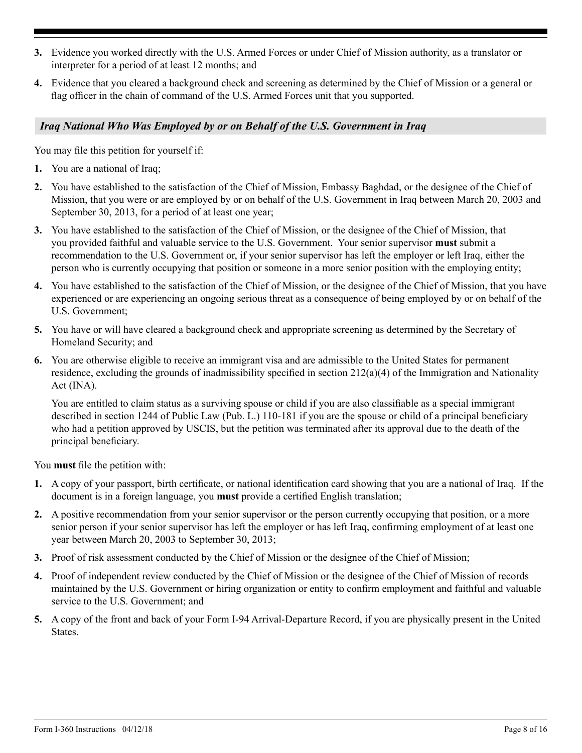3. Evidence you worked directly with the U.S. Armed Forces or under Chief of Mission authority, as a translator or interpreter for a period of at least 12 months; and

4. Evidence that you cleared a background check and screening as determined by the Chief of Mission or a general or flag officer in the chain of command of the U.S. Armed Forces unit that you supported.

### *Iraq National Who Was Employed by or on Behalf of the U.S. Government in Iraq*

You may file this petition for yourself if:

1. You are a national of Iraq;

2. You have established to the satisfaction of the Chief of Mission, Embassy Baghdad, or the designee of the Chief of Mission, that you were or are employed by or on behalf of the U.S. Government in Iraq between March 20, 2003 and September 30, 2013, for a period of at least one year;

3. You have established to the satisfaction of the Chief of Mission, or the designee of the Chief of Mission, that you provided faithful and valuable service to the U.S. Government. Your senior supervisor **must** submit a recommendation to the U.S. Government or, if your senior supervisor has left the employer or left Iraq, either the person who is currently occupying that position or someone in a more senior position with the employing entity;

4. You have established to the satisfaction of the Chief of Mission, or the designee of the Chief of Mission, that you have experienced or are experiencing an ongoing serious threat as a consequence of being employed by or on behalf of the U.S. Government;

5. You have or will have cleared a background check and appropriate screening as determined by the Secretary of Homeland Security; and

6. You are otherwise eligible to receive an immigrant visa and are admissible to the United States for permanent residence, excluding the grounds of inadmissibility specified in section 212(a)(4) of the Immigration and Nationality Act (INA).

   You are entitled to claim status as a surviving spouse or child if you are also classifiable as a special immigrant described in section 1244 of Public Law (Pub. L.) 110-181 if you are the spouse or child of a principal beneficiary who had a petition approved by USCIS, but the petition was terminated after its approval due to the death of the principal beneficiary.

You **must** file the petition with:

1. A copy of your passport, birth certificate, or national identification card showing that you are a national of Iraq. If the document is in a foreign language, you **must** provide a certified English translation;

2. A positive recommendation from your senior supervisor or the person currently occupying that position, or a more senior person if your senior supervisor has left the employer or has left Iraq, confirming employment of at least one year between March 20, 2003 to September 30, 2013;

3. Proof of risk assessment conducted by the Chief of Mission or the designee of the Chief of Mission;

4. Proof of independent review conducted by the Chief of Mission or the designee of the Chief of Mission of records maintained by the U.S. Government or hiring organization or entity to confirm employment and faithful and valuable service to the U.S. Government; and

5. A copy of the front and back of your Form I-94 Arrival-Departure Record, if you are physically present in the United States.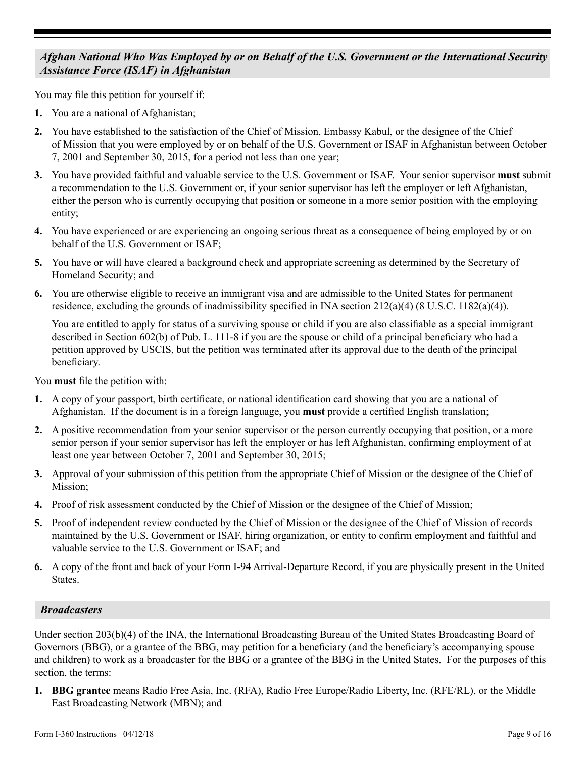### *Afghan National Who Was Employed by or on Behalf of the U.S. Government or the International Security Assistance Force (ISAF) in Afghanistan*

You may file this petition for yourself if:

1. You are a national of Afghanistan;
2. You have established to the satisfaction of the Chief of Mission, Embassy Kabul, or the designee of the Chief of Mission that you were employed by or on behalf of the U.S. Government or ISAF in Afghanistan between October 7, 2001 and September 30, 2015, for a period not less than one year;
3. You have provided faithful and valuable service to the U.S. Government or ISAF. Your senior supervisor **must** submit a recommendation to the U.S. Government or, if your senior supervisor has left the employer or left Afghanistan, either the person who is currently occupying that position or someone in a more senior position with the employing entity;
4. You have experienced or are experiencing an ongoing serious threat as a consequence of being employed by or on behalf of the U.S. Government or ISAF;
5. You have or will have cleared a background check and appropriate screening as determined by the Secretary of Homeland Security; and
6. You are otherwise eligible to receive an immigrant visa and are admissible to the United States for permanent residence, excluding the grounds of inadmissibility specified in INA section 212(a)(4) (8 U.S.C. 1182(a)(4)).

   You are entitled to apply for status of a surviving spouse or child if you are also classifiable as a special immigrant described in Section 602(b) of Pub. L. 111-8 if you are the spouse or child of a principal beneficiary who had a petition approved by USCIS, but the petition was terminated after its approval due to the death of the principal beneficiary.

You **must** file the petition with:

1. A copy of your passport, birth certificate, or national identification card showing that you are a national of Afghanistan. If the document is in a foreign language, you **must** provide a certified English translation;
2. A positive recommendation from your senior supervisor or the person currently occupying that position, or a more senior person if your senior supervisor has left the employer or has left Afghanistan, confirming employment of at least one year between October 7, 2001 and September 30, 2015;
3. Approval of your submission of this petition from the appropriate Chief of Mission or the designee of the Chief of Mission;
4. Proof of risk assessment conducted by the Chief of Mission or the designee of the Chief of Mission;
5. Proof of independent review conducted by the Chief of Mission or the designee of the Chief of Mission of records maintained by the U.S. Government or ISAF, hiring organization, or entity to confirm employment and faithful and valuable service to the U.S. Government or ISAF; and
6. A copy of the front and back of your Form I-94 Arrival-Departure Record, if you are physically present in the United States.

### *Broadcasters*

Under section 203(b)(4) of the INA, the International Broadcasting Bureau of the United States Broadcasting Board of Governors (BBG), or a grantee of the BBG, may petition for a beneficiary (and the beneficiary's accompanying spouse and children) to work as a broadcaster for the BBG or a grantee of the BBG in the United States. For the purposes of this section, the terms:

1. **BBG grantee** means Radio Free Asia, Inc. (RFA), Radio Free Europe/Radio Liberty, Inc. (RFE/RL), or the Middle East Broadcasting Network (MBN); and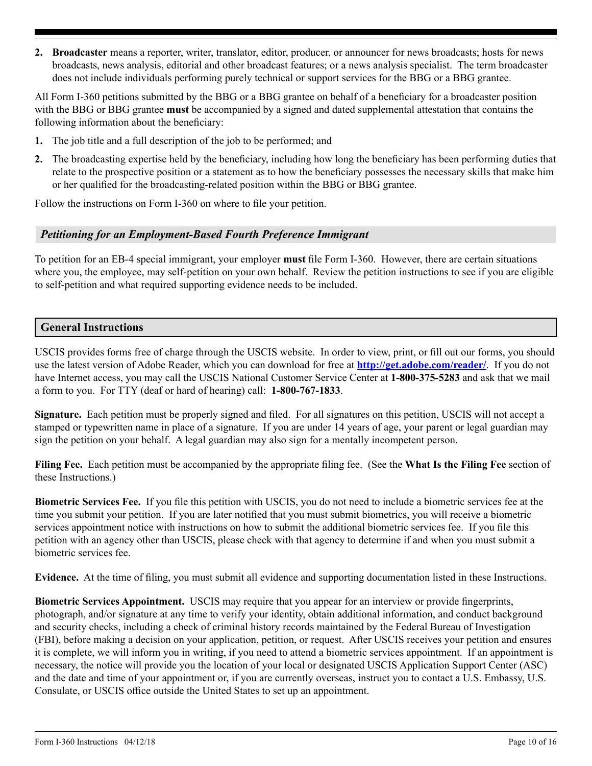2. **Broadcaster** means a reporter, writer, translator, editor, producer, or announcer for news broadcasts; hosts for news broadcasts, news analysis, editorial and other broadcast features; or a news analysis specialist. The term broadcaster does not include individuals performing purely technical or support services for the BBG or a BBG grantee.

All Form I-360 petitions submitted by the BBG or a BBG grantee on behalf of a beneficiary for a broadcaster position with the BBG or BBG grantee **must** be accompanied by a signed and dated supplemental attestation that contains the following information about the beneficiary:

1. The job title and a full description of the job to be performed; and
2. The broadcasting expertise held by the beneficiary, including how long the beneficiary has been performing duties that relate to the prospective position or a statement as to how the beneficiary possesses the necessary skills that make him or her qualified for the broadcasting-related position within the BBG or BBG grantee.

Follow the instructions on Form I-360 on where to file your petition.

### *Petitioning for an Employment-Based Fourth Preference Immigrant*

To petition for an EB-4 special immigrant, your employer **must** file Form I-360. However, there are certain situations where you, the employee, may self-petition on your own behalf. Review the petition instructions to see if you are eligible to self-petition and what required supporting evidence needs to be included.

## General Instructions

USCIS provides forms free of charge through the USCIS website. In order to view, print, or fill out our forms, you should use the latest version of Adobe Reader, which you can download for free at **http://get.adobe.com/reader/**. If you do not have Internet access, you may call the USCIS National Customer Service Center at **1-800-375-5283** and ask that we mail a form to you. For TTY (deaf or hard of hearing) call: **1-800-767-1833**.

**Signature.** Each petition must be properly signed and filed. For all signatures on this petition, USCIS will not accept a stamped or typewritten name in place of a signature. If you are under 14 years of age, your parent or legal guardian may sign the petition on your behalf. A legal guardian may also sign for a mentally incompetent person.

**Filing Fee.** Each petition must be accompanied by the appropriate filing fee. (See the **What Is the Filing Fee** section of these Instructions.)

**Biometric Services Fee.** If you file this petition with USCIS, you do not need to include a biometric services fee at the time you submit your petition. If you are later notified that you must submit biometrics, you will receive a biometric services appointment notice with instructions on how to submit the additional biometric services fee. If you file this petition with an agency other than USCIS, please check with that agency to determine if and when you must submit a biometric services fee.

**Evidence.** At the time of filing, you must submit all evidence and supporting documentation listed in these Instructions.

**Biometric Services Appointment.** USCIS may require that you appear for an interview or provide fingerprints, photograph, and/or signature at any time to verify your identity, obtain additional information, and conduct background and security checks, including a check of criminal history records maintained by the Federal Bureau of Investigation (FBI), before making a decision on your application, petition, or request. After USCIS receives your petition and ensures it is complete, we will inform you in writing, if you need to attend a biometric services appointment. If an appointment is necessary, the notice will provide you the location of your local or designated USCIS Application Support Center (ASC) and the date and time of your appointment or, if you are currently overseas, instruct you to contact a U.S. Embassy, U.S. Consulate, or USCIS office outside the United States to set up an appointment.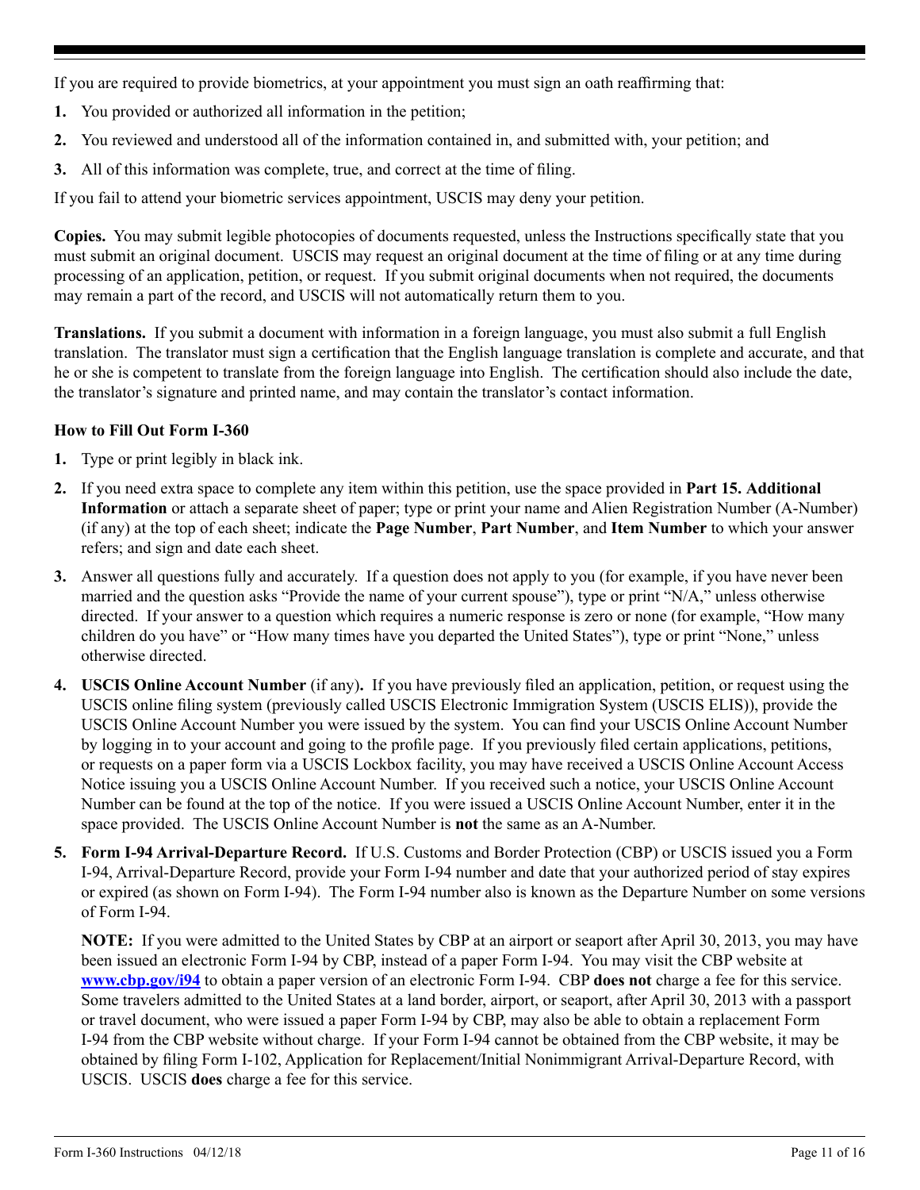If you are required to provide biometrics, at your appointment you must sign an oath reaffirming that:

1. You provided or authorized all information in the petition;
2. You reviewed and understood all of the information contained in, and submitted with, your petition; and
3. All of this information was complete, true, and correct at the time of filing.

If you fail to attend your biometric services appointment, USCIS may deny your petition.

**Copies.** You may submit legible photocopies of documents requested, unless the Instructions specifically state that you must submit an original document. USCIS may request an original document at the time of filing or at any time during processing of an application, petition, or request. If you submit original documents when not required, the documents may remain a part of the record, and USCIS will not automatically return them to you.

**Translations.** If you submit a document with information in a foreign language, you must also submit a full English translation. The translator must sign a certification that the English language translation is complete and accurate, and that he or she is competent to translate from the foreign language into English. The certification should also include the date, the translator's signature and printed name, and may contain the translator's contact information.

**How to Fill Out Form I-360**

1. Type or print legibly in black ink.
2. If you need extra space to complete any item within this petition, use the space provided in **Part 15. Additional Information** or attach a separate sheet of paper; type or print your name and Alien Registration Number (A-Number) (if any) at the top of each sheet; indicate the **Page Number**, **Part Number**, and **Item Number** to which your answer refers; and sign and date each sheet.
3. Answer all questions fully and accurately. If a question does not apply to you (for example, if you have never been married and the question asks "Provide the name of your current spouse"), type or print "N/A," unless otherwise directed. If your answer to a question which requires a numeric response is zero or none (for example, "How many children do you have" or "How many times have you departed the United States"), type or print "None," unless otherwise directed.
4. **USCIS Online Account Number** (if any)**.** If you have previously filed an application, petition, or request using the USCIS online filing system (previously called USCIS Electronic Immigration System (USCIS ELIS)), provide the USCIS Online Account Number you were issued by the system. You can find your USCIS Online Account Number by logging in to your account and going to the profile page. If you previously filed certain applications, petitions, or requests on a paper form via a USCIS Lockbox facility, you may have received a USCIS Online Account Access Notice issuing you a USCIS Online Account Number. If you received such a notice, your USCIS Online Account Number can be found at the top of the notice. If you were issued a USCIS Online Account Number, enter it in the space provided. The USCIS Online Account Number is **not** the same as an A-Number.
5. **Form I-94 Arrival-Departure Record.** If U.S. Customs and Border Protection (CBP) or USCIS issued you a Form I-94, Arrival-Departure Record, provide your Form I-94 number and date that your authorized period of stay expires or expired (as shown on Form I-94). The Form I-94 number also is known as the Departure Number on some versions of Form I-94.

   **NOTE:** If you were admitted to the United States by CBP at an airport or seaport after April 30, 2013, you may have been issued an electronic Form I-94 by CBP, instead of a paper Form I-94. You may visit the CBP website at **www.cbp.gov/i94** to obtain a paper version of an electronic Form I-94. CBP **does not** charge a fee for this service. Some travelers admitted to the United States at a land border, airport, or seaport, after April 30, 2013 with a passport or travel document, who were issued a paper Form I-94 by CBP, may also be able to obtain a replacement Form I-94 from the CBP website without charge. If your Form I-94 cannot be obtained from the CBP website, it may be obtained by filing Form I-102, Application for Replacement/Initial Nonimmigrant Arrival-Departure Record, with USCIS. USCIS **does** charge a fee for this service.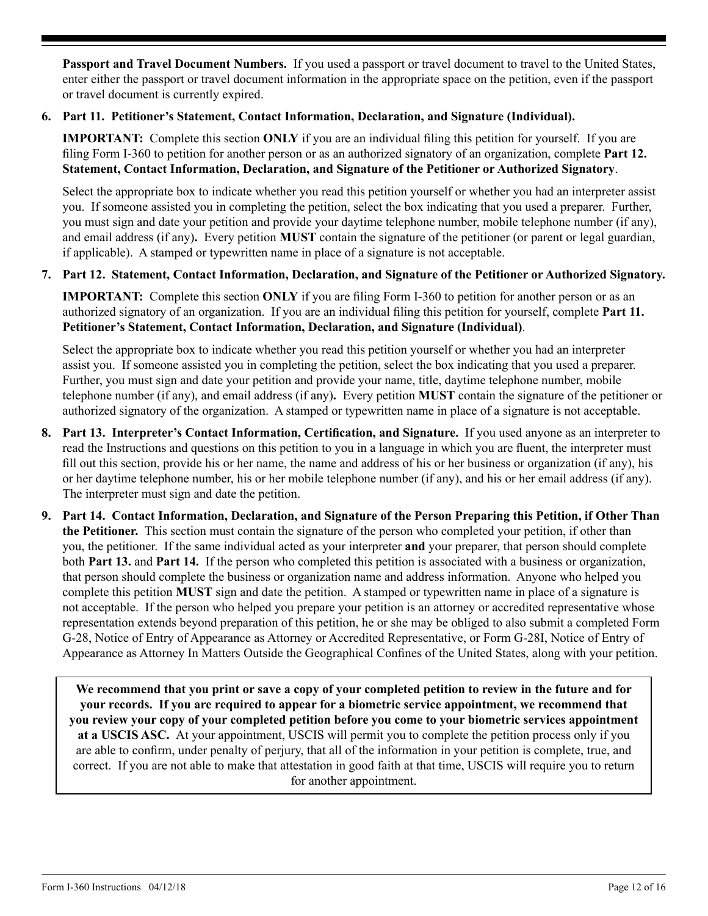**Passport and Travel Document Numbers.** If you used a passport or travel document to travel to the United States, enter either the passport or travel document information in the appropriate space on the petition, even if the passport or travel document is currently expired.

6. **Part 11. Petitioner's Statement, Contact Information, Declaration, and Signature (Individual).**

   **IMPORTANT:** Complete this section **ONLY** if you are an individual filing this petition for yourself. If you are filing Form I-360 to petition for another person or as an authorized signatory of an organization, complete **Part 12. Statement, Contact Information, Declaration, and Signature of the Petitioner or Authorized Signatory**.

   Select the appropriate box to indicate whether you read this petition yourself or whether you had an interpreter assist you. If someone assisted you in completing the petition, select the box indicating that you used a preparer. Further, you must sign and date your petition and provide your daytime telephone number, mobile telephone number (if any), and email address (if any). Every petition **MUST** contain the signature of the petitioner (or parent or legal guardian, if applicable). A stamped or typewritten name in place of a signature is not acceptable.

7. **Part 12. Statement, Contact Information, Declaration, and Signature of the Petitioner or Authorized Signatory.**

   **IMPORTANT:** Complete this section **ONLY** if you are filing Form I-360 to petition for another person or as an authorized signatory of an organization. If you are an individual filing this petition for yourself, complete **Part 11. Petitioner's Statement, Contact Information, Declaration, and Signature (Individual)**.

   Select the appropriate box to indicate whether you read this petition yourself or whether you had an interpreter assist you. If someone assisted you in completing the petition, select the box indicating that you used a preparer. Further, you must sign and date your petition and provide your name, title, daytime telephone number, mobile telephone number (if any), and email address (if any). Every petition **MUST** contain the signature of the petitioner or authorized signatory of the organization. A stamped or typewritten name in place of a signature is not acceptable.

8. **Part 13. Interpreter's Contact Information, Certification, and Signature.** If you used anyone as an interpreter to read the Instructions and questions on this petition to you in a language in which you are fluent, the interpreter must fill out this section, provide his or her name, the name and address of his or her business or organization (if any), his or her daytime telephone number, his or her mobile telephone number (if any), and his or her email address (if any). The interpreter must sign and date the petition.

9. **Part 14. Contact Information, Declaration, and Signature of the Person Preparing this Petition, if Other Than the Petitioner.** This section must contain the signature of the person who completed your petition, if other than you, the petitioner. If the same individual acted as your interpreter **and** your preparer, that person should complete both **Part 13.** and **Part 14.** If the person who completed this petition is associated with a business or organization, that person should complete the business or organization name and address information. Anyone who helped you complete this petition **MUST** sign and date the petition. A stamped or typewritten name in place of a signature is not acceptable. If the person who helped you prepare your petition is an attorney or accredited representative whose representation extends beyond preparation of this petition, he or she may be obliged to also submit a completed Form G-28, Notice of Entry of Appearance as Attorney or Accredited Representative, or Form G-28I, Notice of Entry of Appearance as Attorney In Matters Outside the Geographical Confines of the United States, along with your petition.

**We recommend that you print or save a copy of your completed petition to review in the future and for your records. If you are required to appear for a biometric service appointment, we recommend that you review your copy of your completed petition before you come to your biometric services appointment at a USCIS ASC.** At your appointment, USCIS will permit you to complete the petition process only if you are able to confirm, under penalty of perjury, that all of the information in your petition is complete, true, and correct. If you are not able to make that attestation in good faith at that time, USCIS will require you to return for another appointment.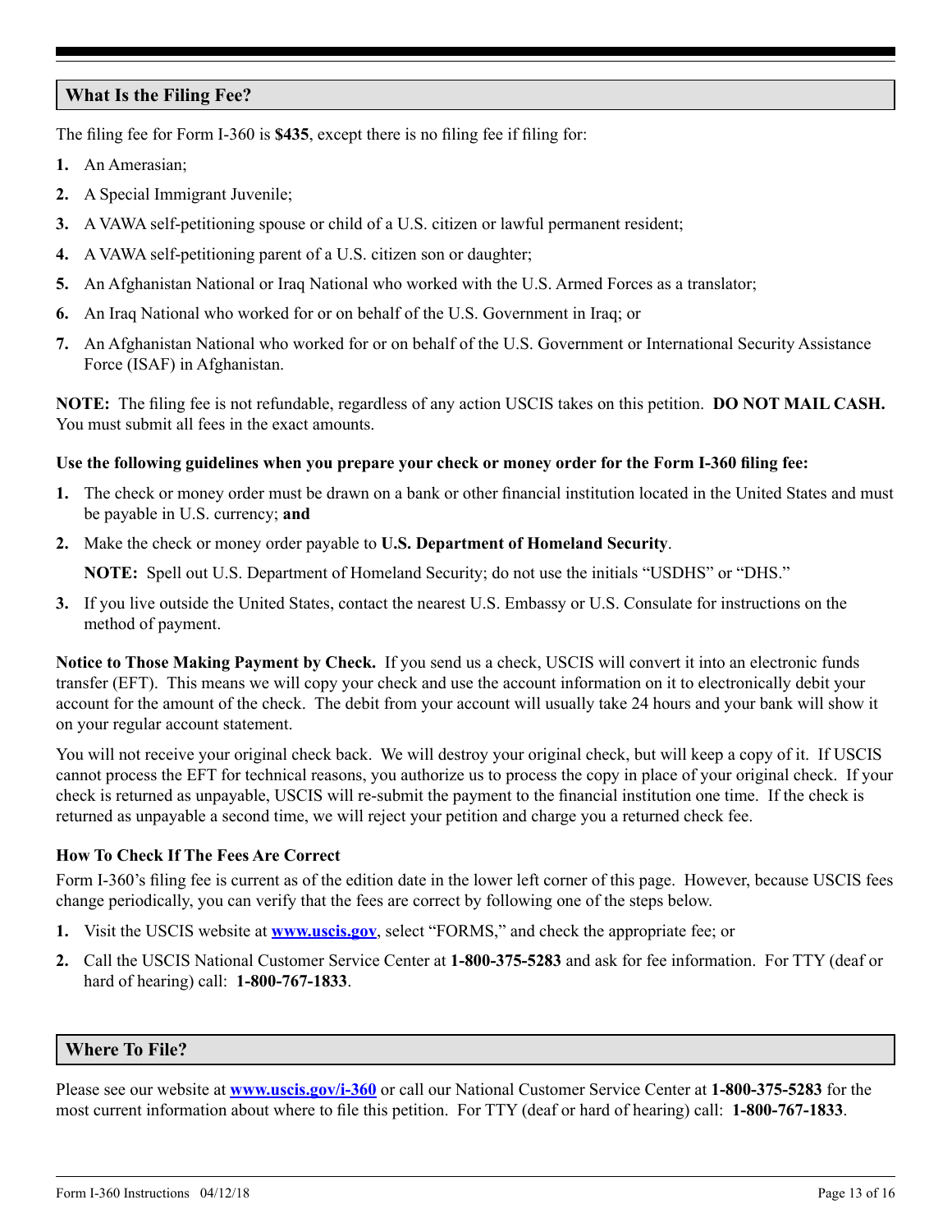## What Is the Filing Fee?

The filing fee for Form I-360 is **$435**, except there is no filing fee if filing for:

1. An Amerasian;
2. A Special Immigrant Juvenile;
3. A VAWA self-petitioning spouse or child of a U.S. citizen or lawful permanent resident;
4. A VAWA self-petitioning parent of a U.S. citizen son or daughter;
5. An Afghanistan National or Iraq National who worked with the U.S. Armed Forces as a translator;
6. An Iraq National who worked for or on behalf of the U.S. Government in Iraq; or
7. An Afghanistan National who worked for or on behalf of the U.S. Government or International Security Assistance Force (ISAF) in Afghanistan.

**NOTE:** The filing fee is not refundable, regardless of any action USCIS takes on this petition. **DO NOT MAIL CASH.** You must submit all fees in the exact amounts.

**Use the following guidelines when you prepare your check or money order for the Form I-360 filing fee:**

1. The check or money order must be drawn on a bank or other financial institution located in the United States and must be payable in U.S. currency; **and**
2. Make the check or money order payable to **U.S. Department of Homeland Security**.

   **NOTE:** Spell out U.S. Department of Homeland Security; do not use the initials "USDHS" or "DHS."

3. If you live outside the United States, contact the nearest U.S. Embassy or U.S. Consulate for instructions on the method of payment.

**Notice to Those Making Payment by Check.** If you send us a check, USCIS will convert it into an electronic funds transfer (EFT). This means we will copy your check and use the account information on it to electronically debit your account for the amount of the check. The debit from your account will usually take 24 hours and your bank will show it on your regular account statement.

You will not receive your original check back. We will destroy your original check, but will keep a copy of it. If USCIS cannot process the EFT for technical reasons, you authorize us to process the copy in place of your original check. If your check is returned as unpayable, USCIS will re-submit the payment to the financial institution one time. If the check is returned as unpayable a second time, we will reject your petition and charge you a returned check fee.

### How To Check If The Fees Are Correct

Form I-360's filing fee is current as of the edition date in the lower left corner of this page. However, because USCIS fees change periodically, you can verify that the fees are correct by following one of the steps below.

1. Visit the USCIS website at **www.uscis.gov**, select "FORMS," and check the appropriate fee; or
2. Call the USCIS National Customer Service Center at **1-800-375-5283** and ask for fee information. For TTY (deaf or hard of hearing) call: **1-800-767-1833**.

## Where To File?

Please see our website at **www.uscis.gov/i-360** or call our National Customer Service Center at **1-800-375-5283** for the most current information about where to file this petition. For TTY (deaf or hard of hearing) call: **1-800-767-1833**.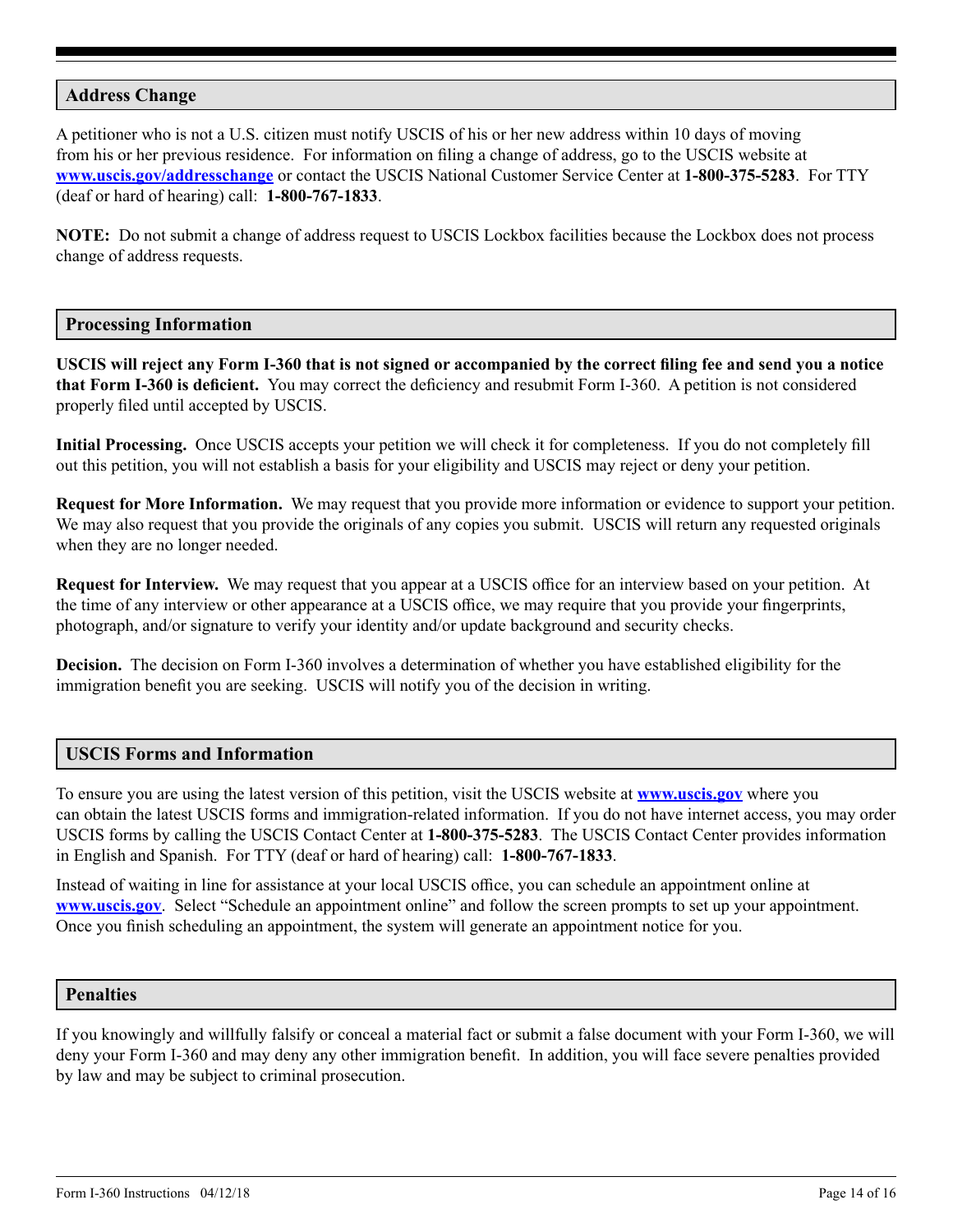## Address Change

A petitioner who is not a U.S. citizen must notify USCIS of his or her new address within 10 days of moving from his or her previous residence. For information on filing a change of address, go to the USCIS website at **www.uscis.gov/addresschange** or contact the USCIS National Customer Service Center at **1-800-375-5283**. For TTY (deaf or hard of hearing) call: **1-800-767-1833**.

**NOTE:** Do not submit a change of address request to USCIS Lockbox facilities because the Lockbox does not process change of address requests.

## Processing Information

**USCIS will reject any Form I-360 that is not signed or accompanied by the correct filing fee and send you a notice that Form I-360 is deficient.** You may correct the deficiency and resubmit Form I-360. A petition is not considered properly filed until accepted by USCIS.

**Initial Processing.** Once USCIS accepts your petition we will check it for completeness. If you do not completely fill out this petition, you will not establish a basis for your eligibility and USCIS may reject or deny your petition.

**Request for More Information.** We may request that you provide more information or evidence to support your petition. We may also request that you provide the originals of any copies you submit. USCIS will return any requested originals when they are no longer needed.

**Request for Interview.** We may request that you appear at a USCIS office for an interview based on your petition. At the time of any interview or other appearance at a USCIS office, we may require that you provide your fingerprints, photograph, and/or signature to verify your identity and/or update background and security checks.

**Decision.** The decision on Form I-360 involves a determination of whether you have established eligibility for the immigration benefit you are seeking. USCIS will notify you of the decision in writing.

## USCIS Forms and Information

To ensure you are using the latest version of this petition, visit the USCIS website at **www.uscis.gov** where you can obtain the latest USCIS forms and immigration-related information. If you do not have internet access, you may order USCIS forms by calling the USCIS Contact Center at **1-800-375-5283**. The USCIS Contact Center provides information in English and Spanish. For TTY (deaf or hard of hearing) call: **1-800-767-1833**.

Instead of waiting in line for assistance at your local USCIS office, you can schedule an appointment online at **www.uscis.gov**. Select "Schedule an appointment online" and follow the screen prompts to set up your appointment. Once you finish scheduling an appointment, the system will generate an appointment notice for you.

## Penalties

If you knowingly and willfully falsify or conceal a material fact or submit a false document with your Form I-360, we will deny your Form I-360 and may deny any other immigration benefit. In addition, you will face severe penalties provided by law and may be subject to criminal prosecution.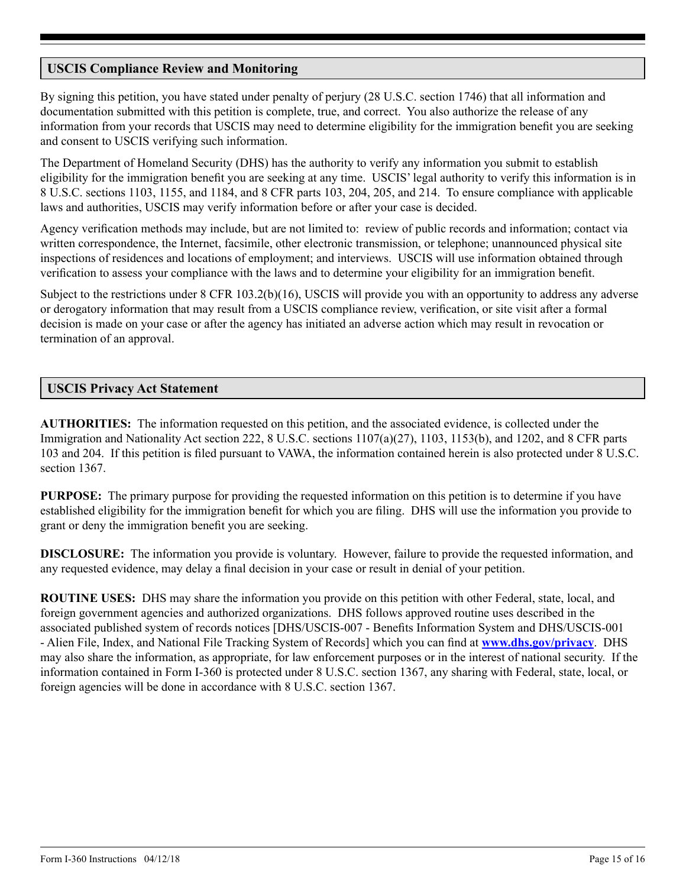## USCIS Compliance Review and Monitoring

By signing this petition, you have stated under penalty of perjury (28 U.S.C. section 1746) that all information and documentation submitted with this petition is complete, true, and correct. You also authorize the release of any information from your records that USCIS may need to determine eligibility for the immigration benefit you are seeking and consent to USCIS verifying such information.

The Department of Homeland Security (DHS) has the authority to verify any information you submit to establish eligibility for the immigration benefit you are seeking at any time. USCIS' legal authority to verify this information is in 8 U.S.C. sections 1103, 1155, and 1184, and 8 CFR parts 103, 204, 205, and 214. To ensure compliance with applicable laws and authorities, USCIS may verify information before or after your case is decided.

Agency verification methods may include, but are not limited to: review of public records and information; contact via written correspondence, the Internet, facsimile, other electronic transmission, or telephone; unannounced physical site inspections of residences and locations of employment; and interviews. USCIS will use information obtained through verification to assess your compliance with the laws and to determine your eligibility for an immigration benefit.

Subject to the restrictions under 8 CFR 103.2(b)(16), USCIS will provide you with an opportunity to address any adverse or derogatory information that may result from a USCIS compliance review, verification, or site visit after a formal decision is made on your case or after the agency has initiated an adverse action which may result in revocation or termination of an approval.

## USCIS Privacy Act Statement

**AUTHORITIES:** The information requested on this petition, and the associated evidence, is collected under the Immigration and Nationality Act section 222, 8 U.S.C. sections 1107(a)(27), 1103, 1153(b), and 1202, and 8 CFR parts 103 and 204. If this petition is filed pursuant to VAWA, the information contained herein is also protected under 8 U.S.C. section 1367.

**PURPOSE:** The primary purpose for providing the requested information on this petition is to determine if you have established eligibility for the immigration benefit for which you are filing. DHS will use the information you provide to grant or deny the immigration benefit you are seeking.

**DISCLOSURE:** The information you provide is voluntary. However, failure to provide the requested information, and any requested evidence, may delay a final decision in your case or result in denial of your petition.

**ROUTINE USES:** DHS may share the information you provide on this petition with other Federal, state, local, and foreign government agencies and authorized organizations. DHS follows approved routine uses described in the associated published system of records notices [DHS/USCIS-007 - Benefits Information System and DHS/USCIS-001 - Alien File, Index, and National File Tracking System of Records] which you can find at **www.dhs.gov/privacy**. DHS may also share the information, as appropriate, for law enforcement purposes or in the interest of national security. If the information contained in Form I-360 is protected under 8 U.S.C. section 1367, any sharing with Federal, state, local, or foreign agencies will be done in accordance with 8 U.S.C. section 1367.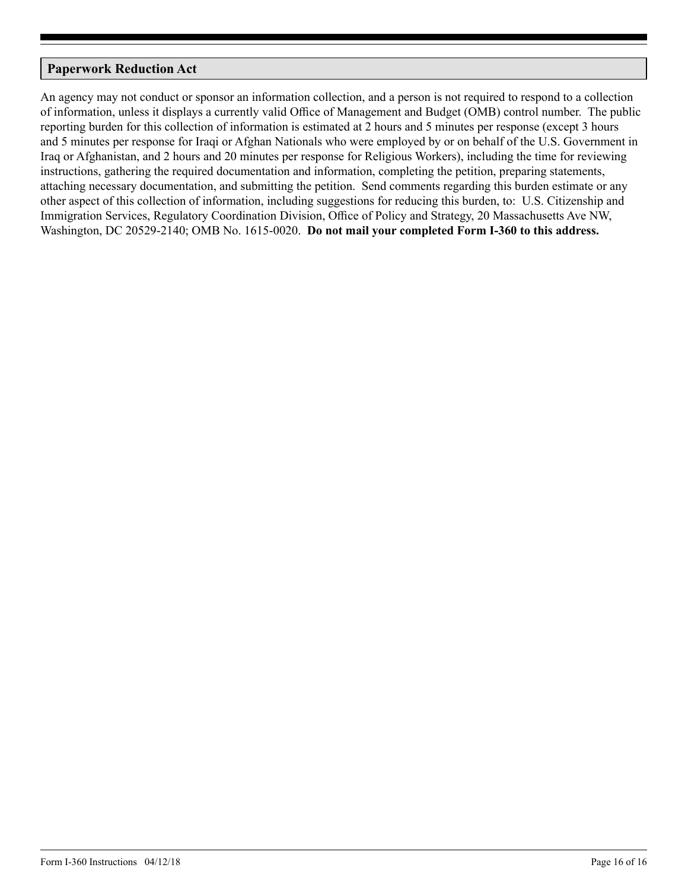## Paperwork Reduction Act

An agency may not conduct or sponsor an information collection, and a person is not required to respond to a collection of information, unless it displays a currently valid Office of Management and Budget (OMB) control number. The public reporting burden for this collection of information is estimated at 2 hours and 5 minutes per response (except 3 hours and 5 minutes per response for Iraqi or Afghan Nationals who were employed by or on behalf of the U.S. Government in Iraq or Afghanistan, and 2 hours and 20 minutes per response for Religious Workers), including the time for reviewing instructions, gathering the required documentation and information, completing the petition, preparing statements, attaching necessary documentation, and submitting the petition. Send comments regarding this burden estimate or any other aspect of this collection of information, including suggestions for reducing this burden, to: U.S. Citizenship and Immigration Services, Regulatory Coordination Division, Office of Policy and Strategy, 20 Massachusetts Ave NW, Washington, DC 20529-2140; OMB No. 1615-0020. **Do not mail your completed Form I-360 to this address.**